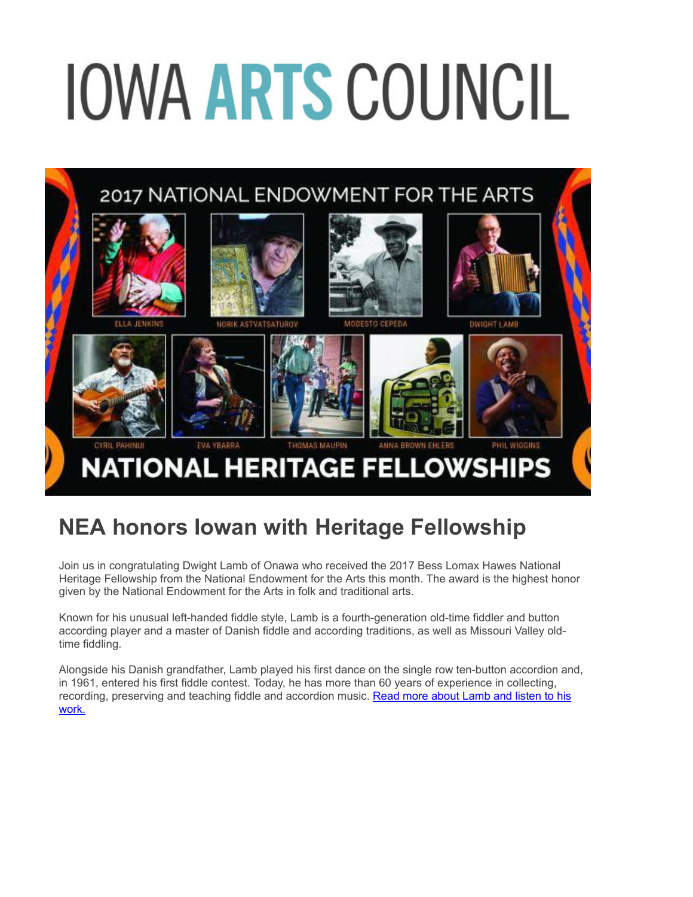# IOWA ARTS COUNCIL

## NEA honors Iowan with Heritage Fellowship

Join us in congratulating Dwight Lamb of Onawa who received the 2017 Bess Lomax Hawes National Heritage Fellowship from the National Endowment for the Arts this month. The award is the highest honor given by the National Endowment for the Arts in folk and traditional arts.

Known for his unusual left-handed fiddle style, Lamb is a fourth-generation old-time fiddler and button according player and a master of Danish fiddle and according traditions, as well as Missouri Valley old-time fiddling.

Alongside his Danish grandfather, Lamb played his first dance on the single row ten-button accordion and, in 1961, entered his first fiddle contest. Today, he has more than 60 years of experience in collecting, recording, preserving and teaching fiddle and accordion music. Read more about Lamb and listen to his work.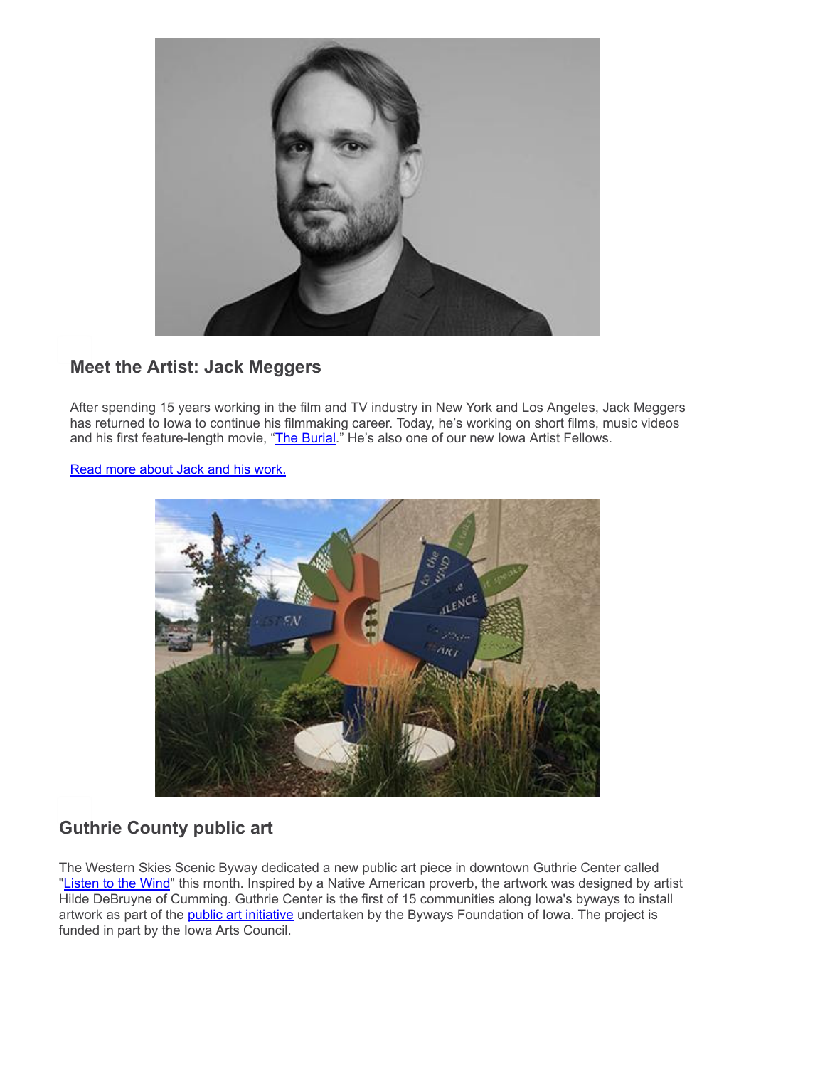## Meet the Artist: Jack Meggers

After spending 15 years working in the film and TV industry in New York and Los Angeles, Jack Meggers has returned to Iowa to continue his filmmaking career. Today, he's working on short films, music videos and his first feature-length movie, "The Burial." He's also one of our new Iowa Artist Fellows.

Read more about Jack and his work.

## Guthrie County public art

The Western Skies Scenic Byway dedicated a new public art piece in downtown Guthrie Center called "Listen to the Wind" this month. Inspired by a Native American proverb, the artwork was designed by artist Hilde DeBruyne of Cumming. Guthrie Center is the first of 15 communities along Iowa's byways to install artwork as part of the public art initiative undertaken by the Byways Foundation of Iowa. The project is funded in part by the Iowa Arts Council.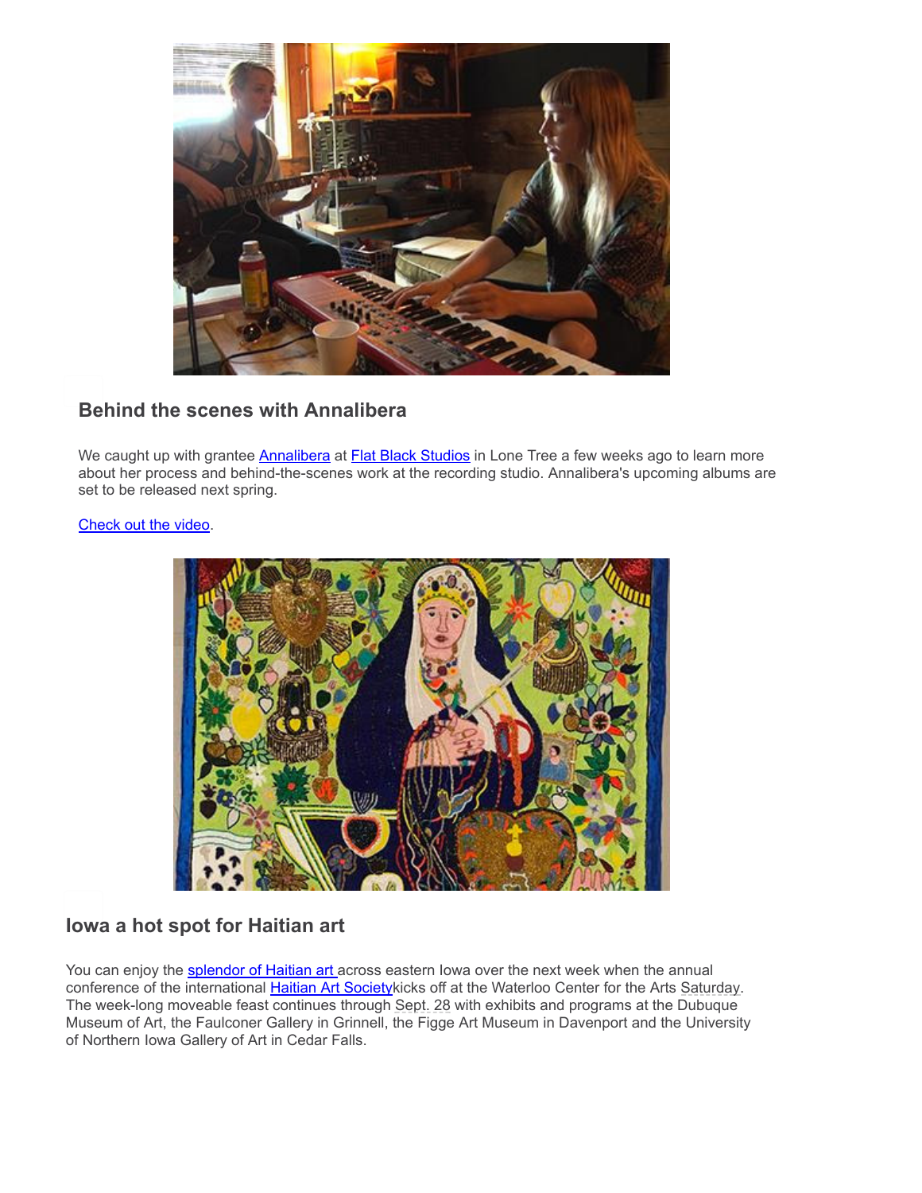## Behind the scenes with Annalibera

We caught up with grantee Annalibera at Flat Black Studios in Lone Tree a few weeks ago to learn more about her process and behind-the-scenes work at the recording studio. Annalibera's upcoming albums are set to be released next spring.

Check out the video.

## Iowa a hot spot for Haitian art

You can enjoy the splendor of Haitian art across eastern Iowa over the next week when the annual conference of the international Haitian Art Societykicks off at the Waterloo Center for the Arts Saturday. The week-long moveable feast continues through Sept. 28 with exhibits and programs at the Dubuque Museum of Art, the Faulconer Gallery in Grinnell, the Figge Art Museum in Davenport and the University of Northern Iowa Gallery of Art in Cedar Falls.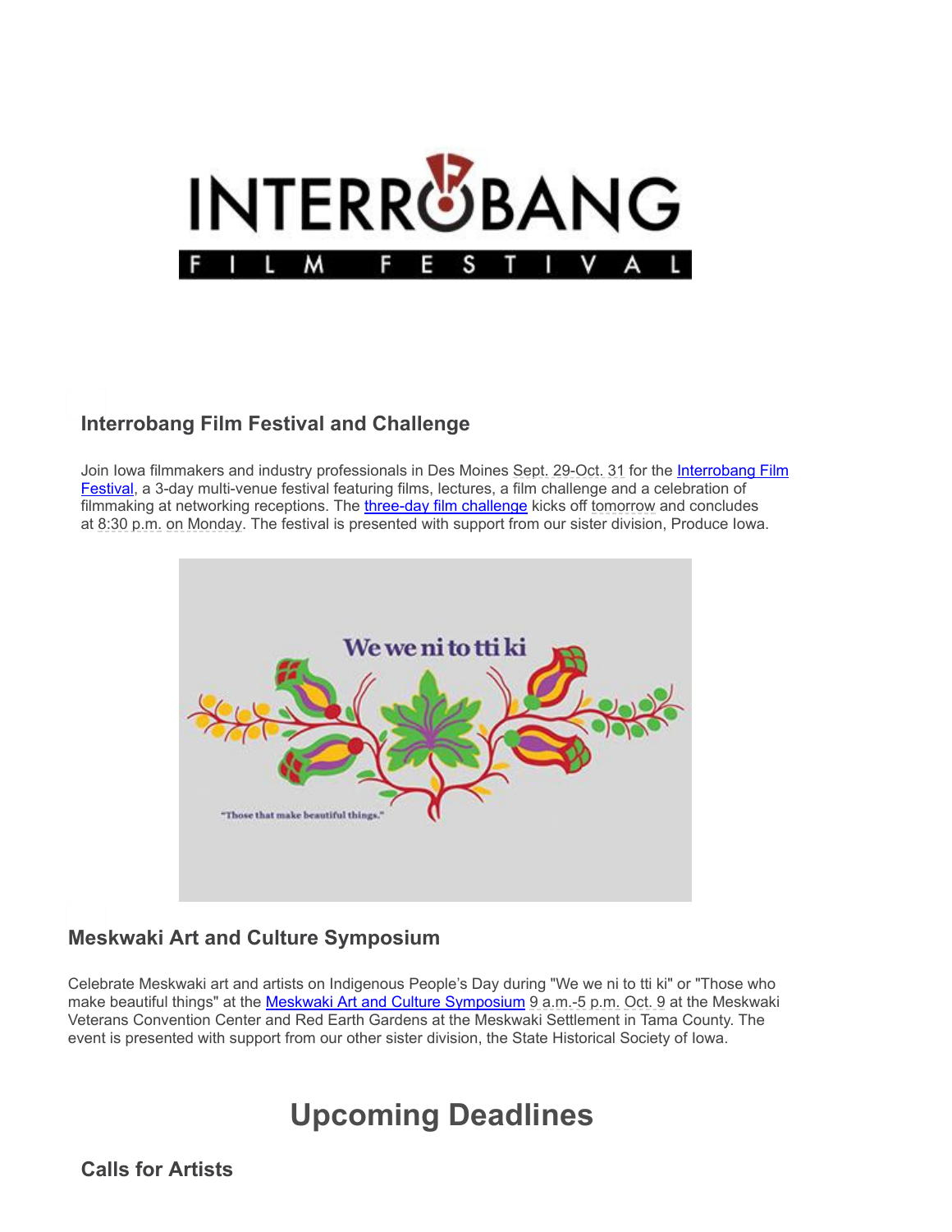## Interrobang Film Festival and Challenge

Join Iowa filmmakers and industry professionals in Des Moines Sept. 29-Oct. 31 for the Interrobang Film Festival, a 3-day multi-venue festival featuring films, lectures, a film challenge and a celebration of filmmaking at networking receptions. The three-day film challenge kicks off tomorrow and concludes at 8:30 p.m. on Monday. The festival is presented with support from our sister division, Produce Iowa.

## Meskwaki Art and Culture Symposium

Celebrate Meskwaki art and artists on Indigenous People's Day during "We we ni to tti ki" or "Those who make beautiful things" at the Meskwaki Art and Culture Symposium 9 a.m.-5 p.m. Oct. 9 at the Meskwaki Veterans Convention Center and Red Earth Gardens at the Meskwaki Settlement in Tama County. The event is presented with support from our other sister division, the State Historical Society of Iowa.

# Upcoming Deadlines

## Calls for Artists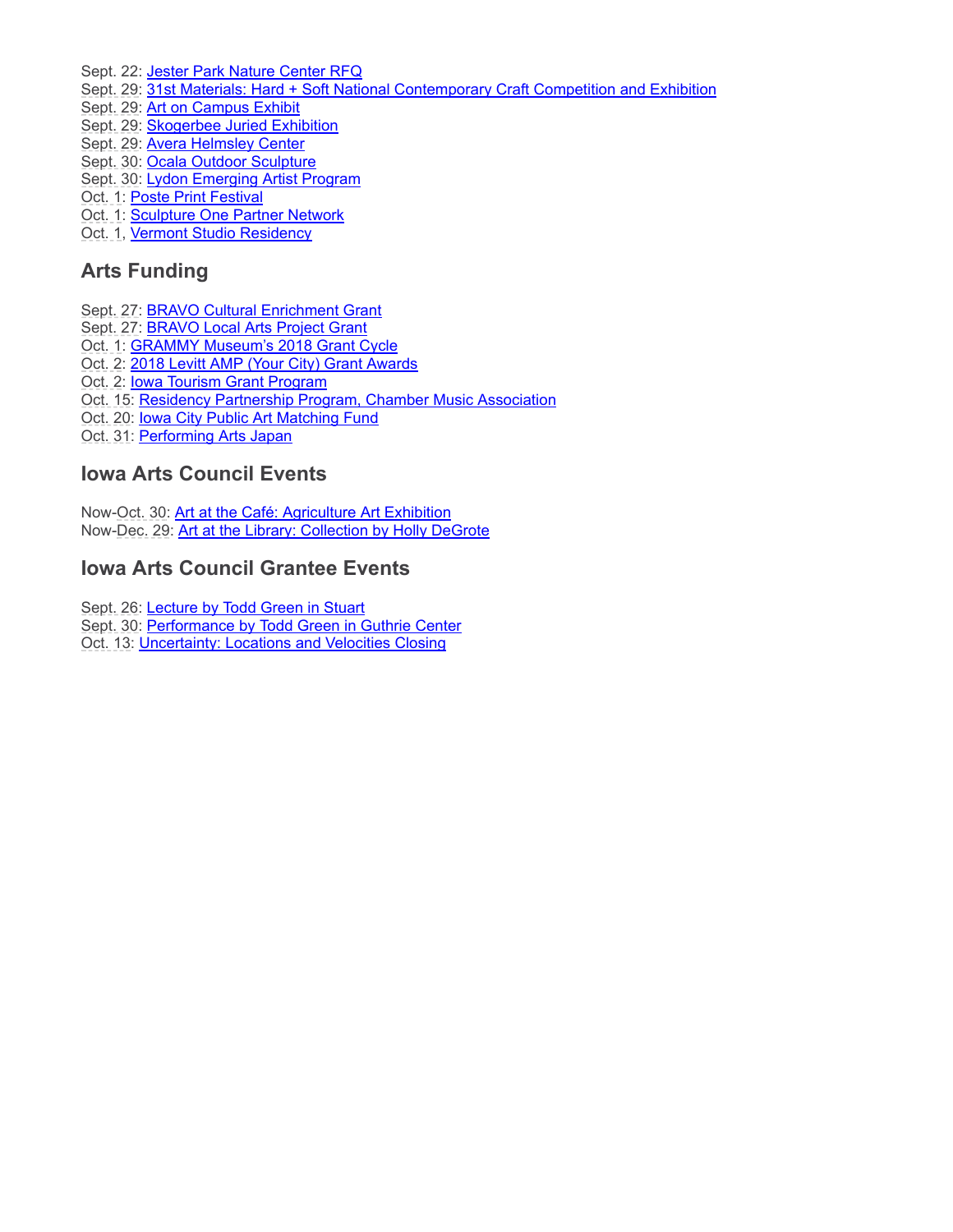Sept. 22: Jester Park Nature Center RFQ
Sept. 29: 31st Materials: Hard + Soft National Contemporary Craft Competition and Exhibition
Sept. 29: Art on Campus Exhibit
Sept. 29: Skogerbee Juried Exhibition
Sept. 29: Avera Helmsley Center
Sept. 30: Ocala Outdoor Sculpture
Sept. 30: Lydon Emerging Artist Program
Oct. 1: Poste Print Festival
Oct. 1: Sculpture One Partner Network
Oct. 1, Vermont Studio Residency

## Arts Funding

Sept. 27: BRAVO Cultural Enrichment Grant
Sept. 27: BRAVO Local Arts Project Grant
Oct. 1: GRAMMY Museum's 2018 Grant Cycle
Oct. 2: 2018 Levitt AMP (Your City) Grant Awards
Oct. 2: Iowa Tourism Grant Program
Oct. 15: Residency Partnership Program, Chamber Music Association
Oct. 20: Iowa City Public Art Matching Fund
Oct. 31: Performing Arts Japan

## Iowa Arts Council Events

Now-Oct. 30: Art at the Café: Agriculture Art Exhibition
Now-Dec. 29: Art at the Library: Collection by Holly DeGrote

## Iowa Arts Council Grantee Events

Sept. 26: Lecture by Todd Green in Stuart
Sept. 30: Performance by Todd Green in Guthrie Center
Oct. 13: Uncertainty: Locations and Velocities Closing